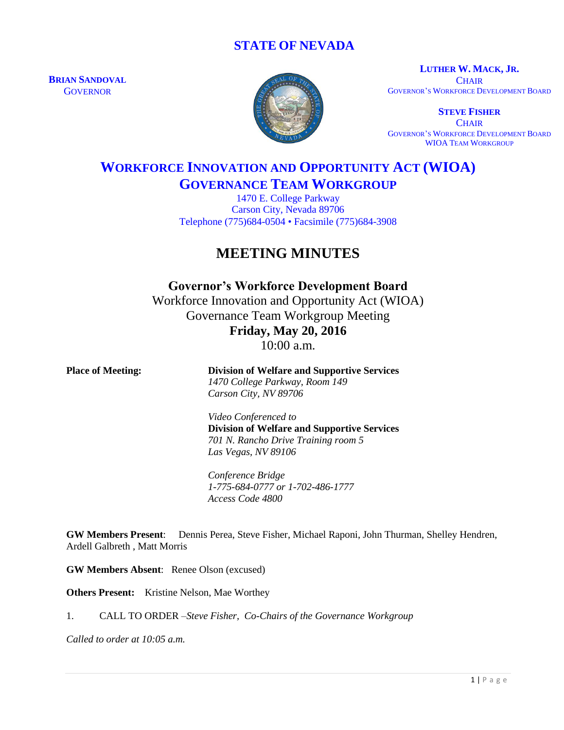# STATE OF NEVADA

**BRIAN SANDOVAL**
GOVERNOR

**LUTHER W. MACK, JR.**
CHAIR
GOVERNOR'S WORKFORCE DEVELOPMENT BOARD

**STEVE FISHER**
CHAIR
GOVERNOR'S WORKFORCE DEVELOPMENT BOARD
WIOA TEAM WORKGROUP

## WORKFORCE INNOVATION AND OPPORTUNITY ACT (WIOA) GOVERNANCE TEAM WORKGROUP

1470 E. College Parkway
Carson City, Nevada 89706
Telephone (775)684-0504 • Facsimile (775)684-3908

# MEETING MINUTES

**Governor's Workforce Development Board**
Workforce Innovation and Opportunity Act (WIOA)
Governance Team Workgroup Meeting
**Friday, May 20, 2016**
10:00 a.m.

**Place of Meeting:**

**Division of Welfare and Supportive Services**
*1470 College Parkway, Room 149*
*Carson City, NV 89706*

*Video Conferenced to*
**Division of Welfare and Supportive Services**
*701 N. Rancho Drive Training room 5*
*Las Vegas, NV 89106*

*Conference Bridge*
*1-775-684-0777 or 1-702-486-1777*
*Access Code 4800*

**GW Members Present**: Dennis Perea, Steve Fisher, Michael Raponi, John Thurman, Shelley Hendren, Ardell Galbreth , Matt Morris

**GW Members Absent**: Renee Olson (excused)

**Others Present:** Kristine Nelson, Mae Worthey

1. CALL TO ORDER –*Steve Fisher, Co-Chairs of the Governance Workgroup*

*Called to order at 10:05 a.m.*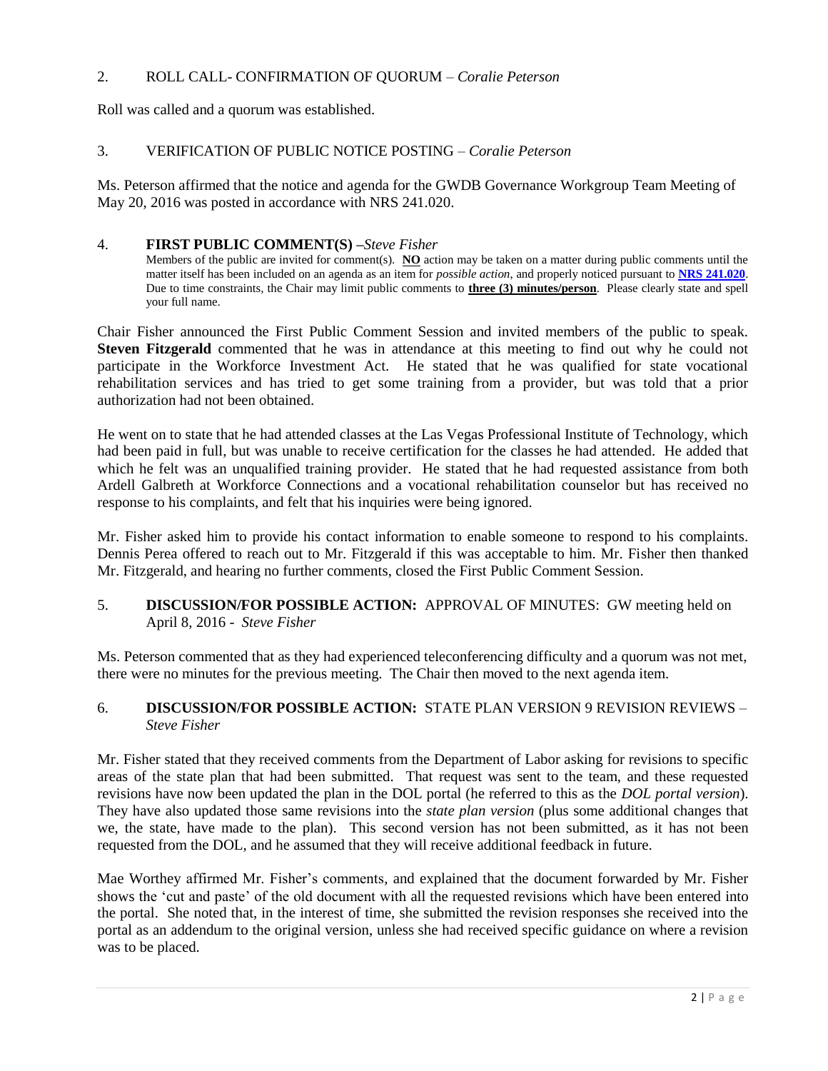2. ROLL CALL- CONFIRMATION OF QUORUM – *Coralie Peterson*

Roll was called and a quorum was established.

3. VERIFICATION OF PUBLIC NOTICE POSTING – *Coralie Peterson*

Ms. Peterson affirmed that the notice and agenda for the GWDB Governance Workgroup Team Meeting of May 20, 2016 was posted in accordance with NRS 241.020.

4. **FIRST PUBLIC COMMENT(S) –***Steve Fisher*

Members of the public are invited for comment(s). **NO** action may be taken on a matter during public comments until the matter itself has been included on an agenda as an item for *possible action*, and properly noticed pursuant to **NRS 241.020**. Due to time constraints, the Chair may limit public comments to **three (3) minutes/person**. Please clearly state and spell your full name.

Chair Fisher announced the First Public Comment Session and invited members of the public to speak. **Steven Fitzgerald** commented that he was in attendance at this meeting to find out why he could not participate in the Workforce Investment Act. He stated that he was qualified for state vocational rehabilitation services and has tried to get some training from a provider, but was told that a prior authorization had not been obtained.

He went on to state that he had attended classes at the Las Vegas Professional Institute of Technology, which had been paid in full, but was unable to receive certification for the classes he had attended. He added that which he felt was an unqualified training provider. He stated that he had requested assistance from both Ardell Galbreth at Workforce Connections and a vocational rehabilitation counselor but has received no response to his complaints, and felt that his inquiries were being ignored.

Mr. Fisher asked him to provide his contact information to enable someone to respond to his complaints. Dennis Perea offered to reach out to Mr. Fitzgerald if this was acceptable to him. Mr. Fisher then thanked Mr. Fitzgerald, and hearing no further comments, closed the First Public Comment Session.

5. **DISCUSSION/FOR POSSIBLE ACTION:** APPROVAL OF MINUTES: GW meeting held on April 8, 2016 - *Steve Fisher*

Ms. Peterson commented that as they had experienced teleconferencing difficulty and a quorum was not met, there were no minutes for the previous meeting. The Chair then moved to the next agenda item.

6. **DISCUSSION/FOR POSSIBLE ACTION:** STATE PLAN VERSION 9 REVISION REVIEWS – *Steve Fisher*

Mr. Fisher stated that they received comments from the Department of Labor asking for revisions to specific areas of the state plan that had been submitted. That request was sent to the team, and these requested revisions have now been updated the plan in the DOL portal (he referred to this as the *DOL portal version*). They have also updated those same revisions into the *state plan version* (plus some additional changes that we, the state, have made to the plan). This second version has not been submitted, as it has not been requested from the DOL, and he assumed that they will receive additional feedback in future.

Mae Worthey affirmed Mr. Fisher's comments, and explained that the document forwarded by Mr. Fisher shows the 'cut and paste' of the old document with all the requested revisions which have been entered into the portal. She noted that, in the interest of time, she submitted the revision responses she received into the portal as an addendum to the original version, unless she had received specific guidance on where a revision was to be placed.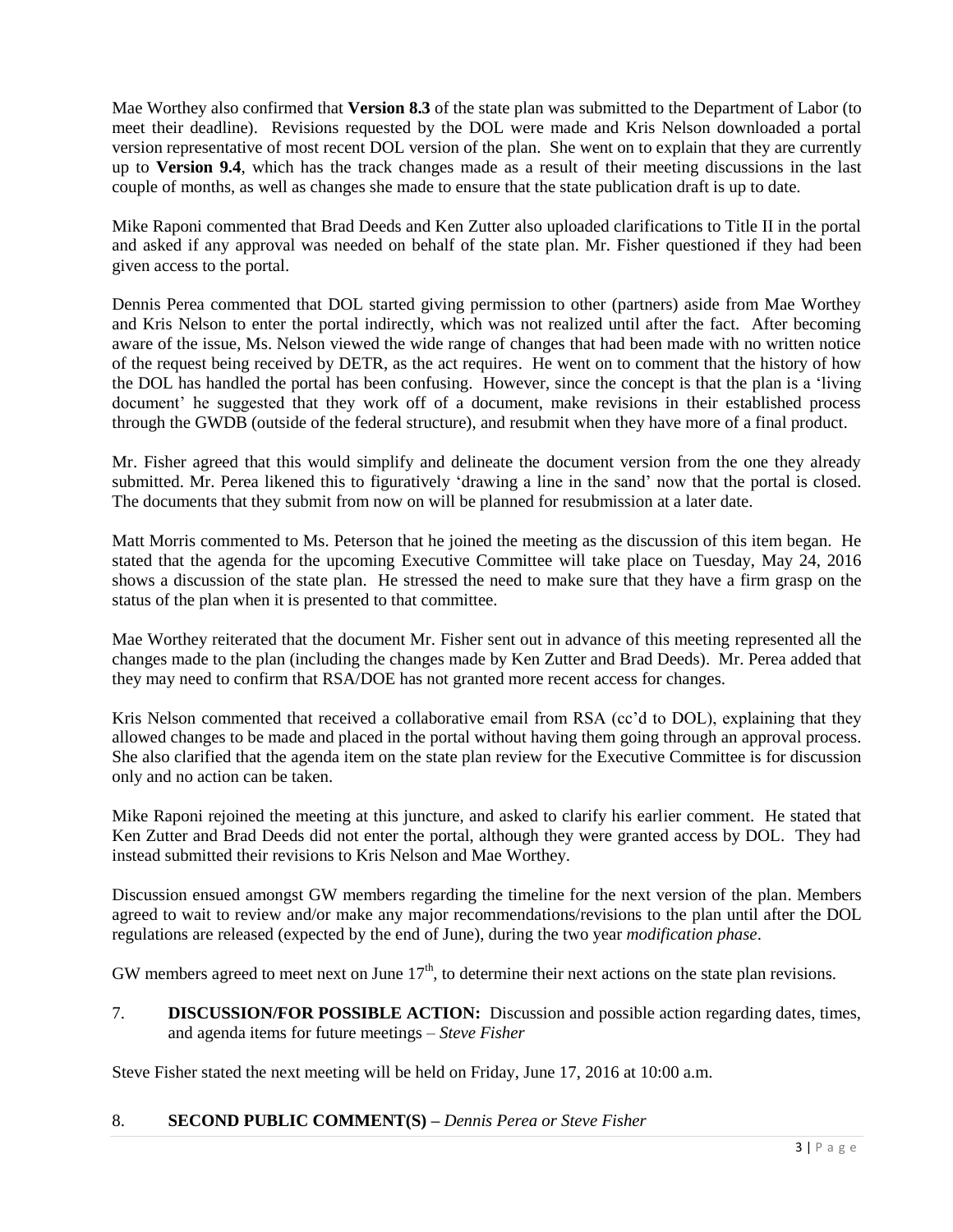Mae Worthey also confirmed that **Version 8.3** of the state plan was submitted to the Department of Labor (to meet their deadline). Revisions requested by the DOL were made and Kris Nelson downloaded a portal version representative of most recent DOL version of the plan. She went on to explain that they are currently up to **Version 9.4**, which has the track changes made as a result of their meeting discussions in the last couple of months, as well as changes she made to ensure that the state publication draft is up to date.

Mike Raponi commented that Brad Deeds and Ken Zutter also uploaded clarifications to Title II in the portal and asked if any approval was needed on behalf of the state plan. Mr. Fisher questioned if they had been given access to the portal.

Dennis Perea commented that DOL started giving permission to other (partners) aside from Mae Worthey and Kris Nelson to enter the portal indirectly, which was not realized until after the fact. After becoming aware of the issue, Ms. Nelson viewed the wide range of changes that had been made with no written notice of the request being received by DETR, as the act requires. He went on to comment that the history of how the DOL has handled the portal has been confusing. However, since the concept is that the plan is a 'living document' he suggested that they work off of a document, make revisions in their established process through the GWDB (outside of the federal structure), and resubmit when they have more of a final product.

Mr. Fisher agreed that this would simplify and delineate the document version from the one they already submitted. Mr. Perea likened this to figuratively 'drawing a line in the sand' now that the portal is closed. The documents that they submit from now on will be planned for resubmission at a later date.

Matt Morris commented to Ms. Peterson that he joined the meeting as the discussion of this item began. He stated that the agenda for the upcoming Executive Committee will take place on Tuesday, May 24, 2016 shows a discussion of the state plan. He stressed the need to make sure that they have a firm grasp on the status of the plan when it is presented to that committee.

Mae Worthey reiterated that the document Mr. Fisher sent out in advance of this meeting represented all the changes made to the plan (including the changes made by Ken Zutter and Brad Deeds). Mr. Perea added that they may need to confirm that RSA/DOE has not granted more recent access for changes.

Kris Nelson commented that received a collaborative email from RSA (cc'd to DOL), explaining that they allowed changes to be made and placed in the portal without having them going through an approval process. She also clarified that the agenda item on the state plan review for the Executive Committee is for discussion only and no action can be taken.

Mike Raponi rejoined the meeting at this juncture, and asked to clarify his earlier comment. He stated that Ken Zutter and Brad Deeds did not enter the portal, although they were granted access by DOL. They had instead submitted their revisions to Kris Nelson and Mae Worthey.

Discussion ensued amongst GW members regarding the timeline for the next version of the plan. Members agreed to wait to review and/or make any major recommendations/revisions to the plan until after the DOL regulations are released (expected by the end of June), during the two year *modification phase*.

GW members agreed to meet next on June 17th, to determine their next actions on the state plan revisions.

7. **DISCUSSION/FOR POSSIBLE ACTION:** Discussion and possible action regarding dates, times, and agenda items for future meetings – *Steve Fisher*

Steve Fisher stated the next meeting will be held on Friday, June 17, 2016 at 10:00 a.m.

8. **SECOND PUBLIC COMMENT(S) –** *Dennis Perea or Steve Fisher*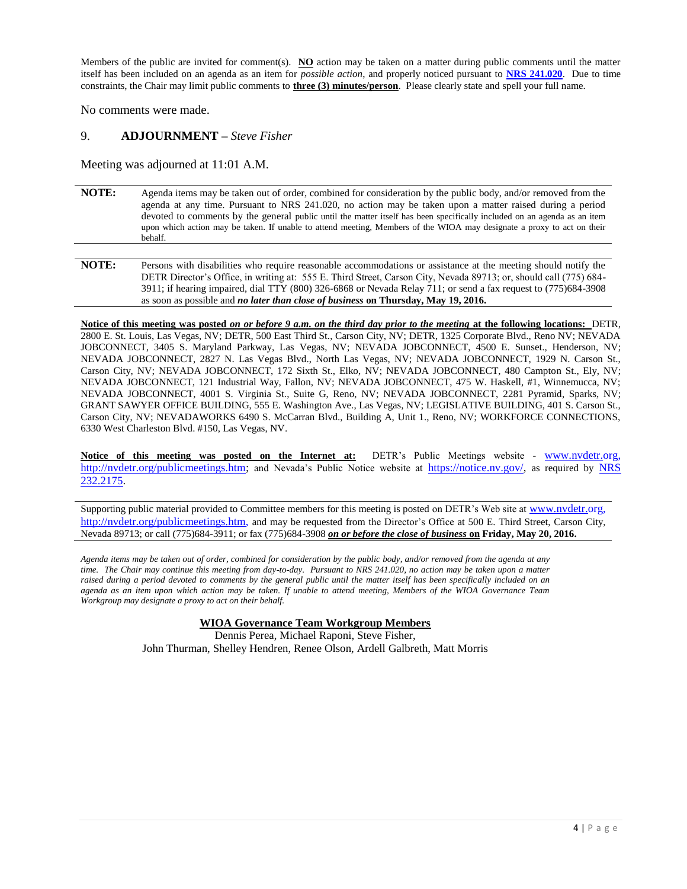Members of the public are invited for comment(s). **NO** action may be taken on a matter during public comments until the matter itself has been included on an agenda as an item for *possible action*, and properly noticed pursuant to **NRS 241.020**. Due to time constraints, the Chair may limit public comments to **three (3) minutes/person**. Please clearly state and spell your full name.

No comments were made.

## 9. ADJOURNMENT – *Steve Fisher*

Meeting was adjourned at 11:01 A.M.

**NOTE:** Agenda items may be taken out of order, combined for consideration by the public body, and/or removed from the agenda at any time. Pursuant to NRS 241.020, no action may be taken upon a matter raised during a period devoted to comments by the general public until the matter itself has been specifically included on an agenda as an item upon which action may be taken. If unable to attend meeting, Members of the WIOA may designate a proxy to act on their behalf.

**NOTE:** Persons with disabilities who require reasonable accommodations or assistance at the meeting should notify the DETR Director's Office, in writing at: 555 E. Third Street, Carson City, Nevada 89713; or, should call (775) 684-3911; if hearing impaired, dial TTY (800) 326-6868 or Nevada Relay 711; or send a fax request to (775)684-3908 as soon as possible and ***no later than close of business* on Thursday, May 19, 2016.**

**Notice of this meeting was posted *on or before 9 a.m. on the third day prior to the meeting* at the following locations:** DETR, 2800 E. St. Louis, Las Vegas, NV; DETR, 500 East Third St., Carson City, NV; DETR, 1325 Corporate Blvd., Reno NV; NEVADA JOBCONNECT, 3405 S. Maryland Parkway, Las Vegas, NV; NEVADA JOBCONNECT, 4500 E. Sunset., Henderson, NV; NEVADA JOBCONNECT, 2827 N. Las Vegas Blvd., North Las Vegas, NV; NEVADA JOBCONNECT, 1929 N. Carson St., Carson City, NV; NEVADA JOBCONNECT, 172 Sixth St., Elko, NV; NEVADA JOBCONNECT, 480 Campton St., Ely, NV; NEVADA JOBCONNECT, 121 Industrial Way, Fallon, NV; NEVADA JOBCONNECT, 475 W. Haskell, #1, Winnemucca, NV; NEVADA JOBCONNECT, 4001 S. Virginia St., Suite G, Reno, NV; NEVADA JOBCONNECT, 2281 Pyramid, Sparks, NV; GRANT SAWYER OFFICE BUILDING, 555 E. Washington Ave., Las Vegas, NV; LEGISLATIVE BUILDING, 401 S. Carson St., Carson City, NV; NEVADAWORKS 6490 S. McCarran Blvd., Building A, Unit 1., Reno, NV; WORKFORCE CONNECTIONS, 6330 West Charleston Blvd. #150, Las Vegas, NV.

**Notice of this meeting was posted on the Internet at:** DETR's Public Meetings website - www.nvdetr.org, http://nvdetr.org/publicmeetings.htm; and Nevada's Public Notice website at https://notice.nv.gov/, as required by NRS 232.2175.

Supporting public material provided to Committee members for this meeting is posted on DETR's Web site at www.nvdetr.org, http://nvdetr.org/publicmeetings.htm, and may be requested from the Director's Office at 500 E. Third Street, Carson City, Nevada 89713; or call (775)684-3911; or fax (775)684-3908 ***on or before the close of business* on Friday, May 20, 2016.**

*Agenda items may be taken out of order, combined for consideration by the public body, and/or removed from the agenda at any time. The Chair may continue this meeting from day-to-day. Pursuant to NRS 241.020, no action may be taken upon a matter raised during a period devoted to comments by the general public until the matter itself has been specifically included on an agenda as an item upon which action may be taken. If unable to attend meeting, Members of the WIOA Governance Team Workgroup may designate a proxy to act on their behalf.*

**WIOA Governance Team Workgroup Members**

Dennis Perea, Michael Raponi, Steve Fisher,
John Thurman, Shelley Hendren, Renee Olson, Ardell Galbreth, Matt Morris